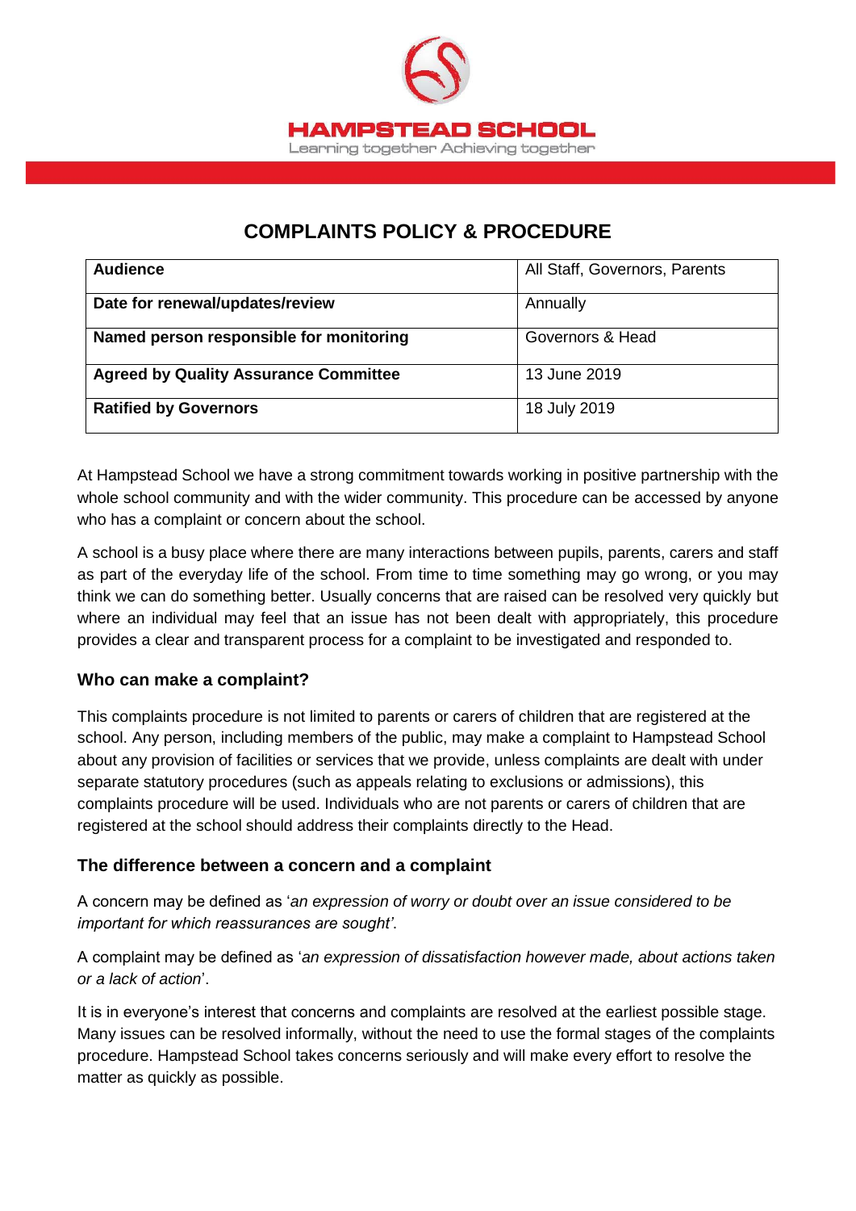HAMPSTEAD SCHOOL

Learning together Achieving together

# COMPLAINTS POLICY & PROCEDURE

| **Audience** | All Staff, Governors, Parents |
|---|---|
| **Date for renewal/updates/review** | Annually |
| **Named person responsible for monitoring** | Governors & Head |
| **Agreed by Quality Assurance Committee** | 13 June 2019 |
| **Ratified by Governors** | 18 July 2019 |

At Hampstead School we have a strong commitment towards working in positive partnership with the whole school community and with the wider community. This procedure can be accessed by anyone who has a complaint or concern about the school.

A school is a busy place where there are many interactions between pupils, parents, carers and staff as part of the everyday life of the school. From time to time something may go wrong, or you may think we can do something better. Usually concerns that are raised can be resolved very quickly but where an individual may feel that an issue has not been dealt with appropriately, this procedure provides a clear and transparent process for a complaint to be investigated and responded to.

## Who can make a complaint?

This complaints procedure is not limited to parents or carers of children that are registered at the school. Any person, including members of the public, may make a complaint to Hampstead School about any provision of facilities or services that we provide, unless complaints are dealt with under separate statutory procedures (such as appeals relating to exclusions or admissions), this complaints procedure will be used. Individuals who are not parents or carers of children that are registered at the school should address their complaints directly to the Head.

## The difference between a concern and a complaint

A concern may be defined as '*an expression of worry or doubt over an issue considered to be important for which reassurances are sought'*.

A complaint may be defined as '*an expression of dissatisfaction however made, about actions taken or a lack of action*'.

It is in everyone's interest that concerns and complaints are resolved at the earliest possible stage. Many issues can be resolved informally, without the need to use the formal stages of the complaints procedure. Hampstead School takes concerns seriously and will make every effort to resolve the matter as quickly as possible.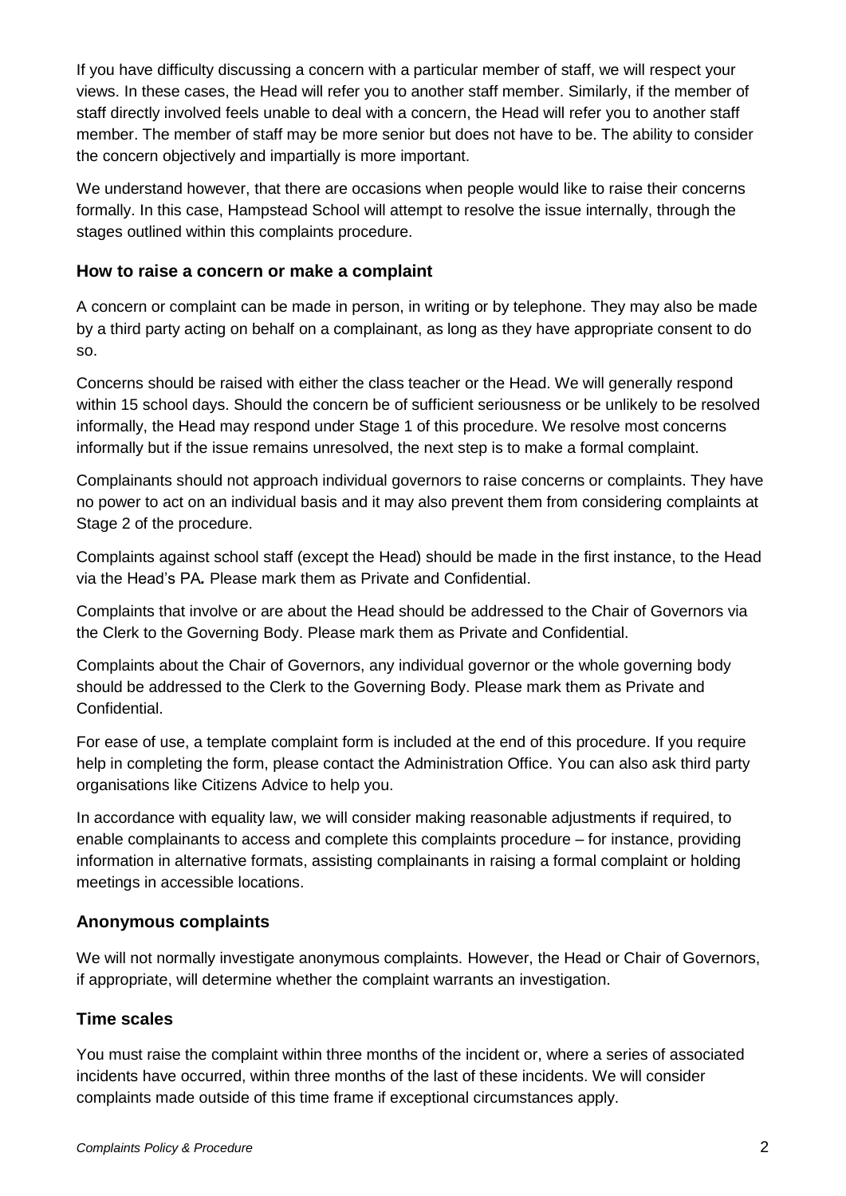If you have difficulty discussing a concern with a particular member of staff, we will respect your views. In these cases, the Head will refer you to another staff member. Similarly, if the member of staff directly involved feels unable to deal with a concern, the Head will refer you to another staff member. The member of staff may be more senior but does not have to be. The ability to consider the concern objectively and impartially is more important.

We understand however, that there are occasions when people would like to raise their concerns formally. In this case, Hampstead School will attempt to resolve the issue internally, through the stages outlined within this complaints procedure.

### How to raise a concern or make a complaint

A concern or complaint can be made in person, in writing or by telephone. They may also be made by a third party acting on behalf on a complainant, as long as they have appropriate consent to do so.

Concerns should be raised with either the class teacher or the Head. We will generally respond within 15 school days. Should the concern be of sufficient seriousness or be unlikely to be resolved informally, the Head may respond under Stage 1 of this procedure. We resolve most concerns informally but if the issue remains unresolved, the next step is to make a formal complaint.

Complainants should not approach individual governors to raise concerns or complaints. They have no power to act on an individual basis and it may also prevent them from considering complaints at Stage 2 of the procedure.

Complaints against school staff (except the Head) should be made in the first instance, to the Head via the Head's PA*.* Please mark them as Private and Confidential.

Complaints that involve or are about the Head should be addressed to the Chair of Governors via the Clerk to the Governing Body. Please mark them as Private and Confidential.

Complaints about the Chair of Governors, any individual governor or the whole governing body should be addressed to the Clerk to the Governing Body. Please mark them as Private and Confidential.

For ease of use, a template complaint form is included at the end of this procedure. If you require help in completing the form, please contact the Administration Office. You can also ask third party organisations like Citizens Advice to help you.

In accordance with equality law, we will consider making reasonable adjustments if required, to enable complainants to access and complete this complaints procedure – for instance, providing information in alternative formats, assisting complainants in raising a formal complaint or holding meetings in accessible locations.

### Anonymous complaints

We will not normally investigate anonymous complaints. However, the Head or Chair of Governors, if appropriate, will determine whether the complaint warrants an investigation.

### Time scales

You must raise the complaint within three months of the incident or, where a series of associated incidents have occurred, within three months of the last of these incidents. We will consider complaints made outside of this time frame if exceptional circumstances apply.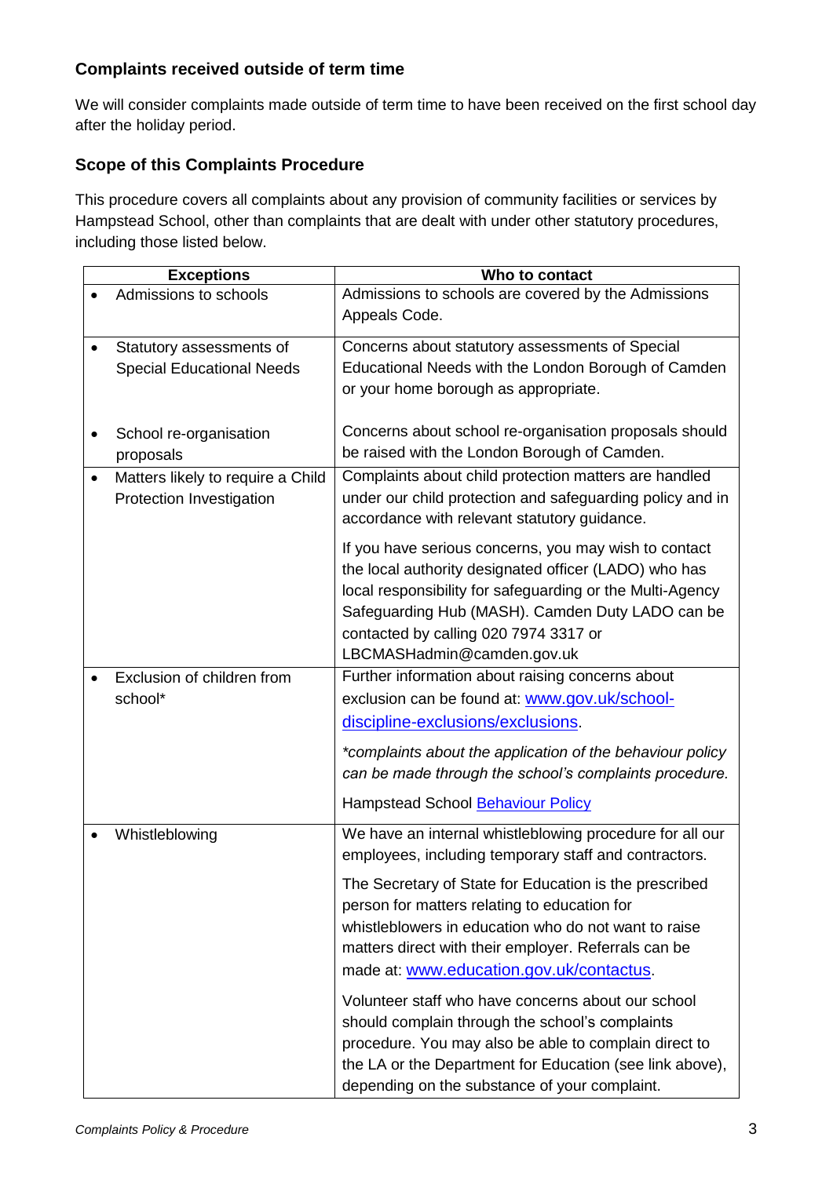### Complaints received outside of term time

We will consider complaints made outside of term time to have been received on the first school day after the holiday period.

### Scope of this Complaints Procedure

This procedure covers all complaints about any provision of community facilities or services by Hampstead School, other than complaints that are dealt with under other statutory procedures, including those listed below.

| Exceptions | Who to contact |
|---|---|
| • Admissions to schools | Admissions to schools are covered by the Admissions Appeals Code. |
| • Statutory assessments of Special Educational Needs<br><br>• School re-organisation proposals | Concerns about statutory assessments of Special Educational Needs with the London Borough of Camden or your home borough as appropriate.<br><br>Concerns about school re-organisation proposals should be raised with the London Borough of Camden. |
| • Matters likely to require a Child Protection Investigation | Complaints about child protection matters are handled under our child protection and safeguarding policy and in accordance with relevant statutory guidance.<br><br>If you have serious concerns, you may wish to contact the local authority designated officer (LADO) who has local responsibility for safeguarding or the Multi-Agency Safeguarding Hub (MASH). Camden Duty LADO can be contacted by calling 020 7974 3317 or LBCMASHadmin@camden.gov.uk |
| • Exclusion of children from school* | Further information about raising concerns about exclusion can be found at: [www.gov.uk/school-discipline-exclusions/exclusions](www.gov.uk/school-discipline-exclusions/exclusions).<br><br>*\*complaints about the application of the behaviour policy can be made through the school's complaints procedure.*<br><br>Hampstead School [Behaviour Policy]() |
| • Whistleblowing | We have an internal whistleblowing procedure for all our employees, including temporary staff and contractors.<br><br>The Secretary of State for Education is the prescribed person for matters relating to education for whistleblowers in education who do not want to raise matters direct with their employer. Referrals can be made at: [www.education.gov.uk/contactus](www.education.gov.uk/contactus).<br><br>Volunteer staff who have concerns about our school should complain through the school's complaints procedure. You may also be able to complain direct to the LA or the Department for Education (see link above), depending on the substance of your complaint. |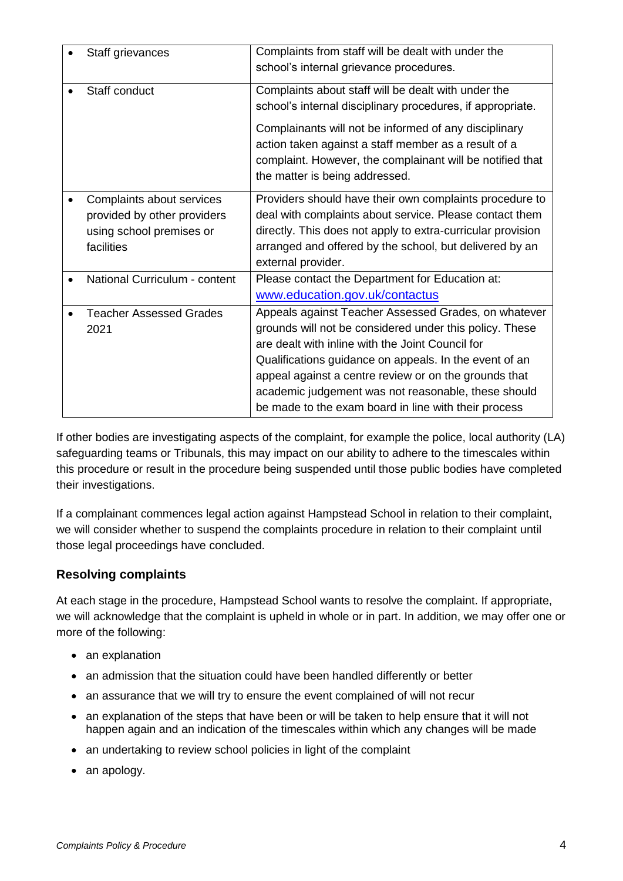| | |
|---|---|
| • Staff grievances | Complaints from staff will be dealt with under the school's internal grievance procedures. |
| • Staff conduct | Complaints about staff will be dealt with under the school's internal disciplinary procedures, if appropriate.<br><br>Complainants will not be informed of any disciplinary action taken against a staff member as a result of a complaint. However, the complainant will be notified that the matter is being addressed. |
| • Complaints about services provided by other providers using school premises or facilities | Providers should have their own complaints procedure to deal with complaints about service. Please contact them directly. This does not apply to extra-curricular provision arranged and offered by the school, but delivered by an external provider. |
| • National Curriculum - content | Please contact the Department for Education at: [www.education.gov.uk/contactus](http://www.education.gov.uk/contactus) |
| • Teacher Assessed Grades 2021 | Appeals against Teacher Assessed Grades, on whatever grounds will not be considered under this policy. These are dealt with inline with the Joint Council for Qualifications guidance on appeals. In the event of an appeal against a centre review or on the grounds that academic judgement was not reasonable, these should be made to the exam board in line with their process |

If other bodies are investigating aspects of the complaint, for example the police, local authority (LA) safeguarding teams or Tribunals, this may impact on our ability to adhere to the timescales within this procedure or result in the procedure being suspended until those public bodies have completed their investigations.

If a complainant commences legal action against Hampstead School in relation to their complaint, we will consider whether to suspend the complaints procedure in relation to their complaint until those legal proceedings have concluded.

## Resolving complaints

At each stage in the procedure, Hampstead School wants to resolve the complaint. If appropriate, we will acknowledge that the complaint is upheld in whole or in part. In addition, we may offer one or more of the following:

- an explanation
- an admission that the situation could have been handled differently or better
- an assurance that we will try to ensure the event complained of will not recur
- an explanation of the steps that have been or will be taken to help ensure that it will not happen again and an indication of the timescales within which any changes will be made
- an undertaking to review school policies in light of the complaint
- an apology.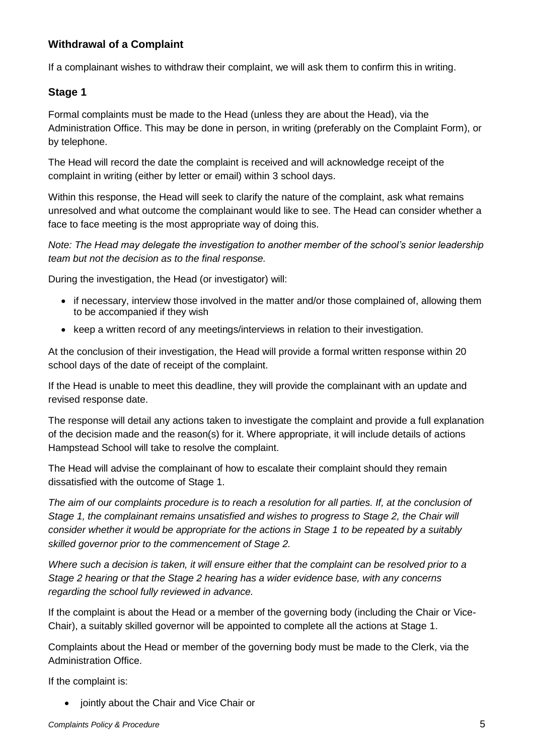### Withdrawal of a Complaint

If a complainant wishes to withdraw their complaint, we will ask them to confirm this in writing.

### Stage 1

Formal complaints must be made to the Head (unless they are about the Head), via the Administration Office. This may be done in person, in writing (preferably on the Complaint Form), or by telephone.

The Head will record the date the complaint is received and will acknowledge receipt of the complaint in writing (either by letter or email) within 3 school days.

Within this response, the Head will seek to clarify the nature of the complaint, ask what remains unresolved and what outcome the complainant would like to see. The Head can consider whether a face to face meeting is the most appropriate way of doing this.

*Note: The Head may delegate the investigation to another member of the school's senior leadership team but not the decision as to the final response.*

During the investigation, the Head (or investigator) will:

- if necessary, interview those involved in the matter and/or those complained of, allowing them to be accompanied if they wish
- keep a written record of any meetings/interviews in relation to their investigation.

At the conclusion of their investigation, the Head will provide a formal written response within 20 school days of the date of receipt of the complaint.

If the Head is unable to meet this deadline, they will provide the complainant with an update and revised response date.

The response will detail any actions taken to investigate the complaint and provide a full explanation of the decision made and the reason(s) for it. Where appropriate, it will include details of actions Hampstead School will take to resolve the complaint.

The Head will advise the complainant of how to escalate their complaint should they remain dissatisfied with the outcome of Stage 1.

*The aim of our complaints procedure is to reach a resolution for all parties. If, at the conclusion of Stage 1, the complainant remains unsatisfied and wishes to progress to Stage 2, the Chair will consider whether it would be appropriate for the actions in Stage 1 to be repeated by a suitably skilled governor prior to the commencement of Stage 2.*

*Where such a decision is taken, it will ensure either that the complaint can be resolved prior to a Stage 2 hearing or that the Stage 2 hearing has a wider evidence base, with any concerns regarding the school fully reviewed in advance.*

If the complaint is about the Head or a member of the governing body (including the Chair or Vice-Chair), a suitably skilled governor will be appointed to complete all the actions at Stage 1.

Complaints about the Head or member of the governing body must be made to the Clerk, via the Administration Office.

If the complaint is:

- jointly about the Chair and Vice Chair or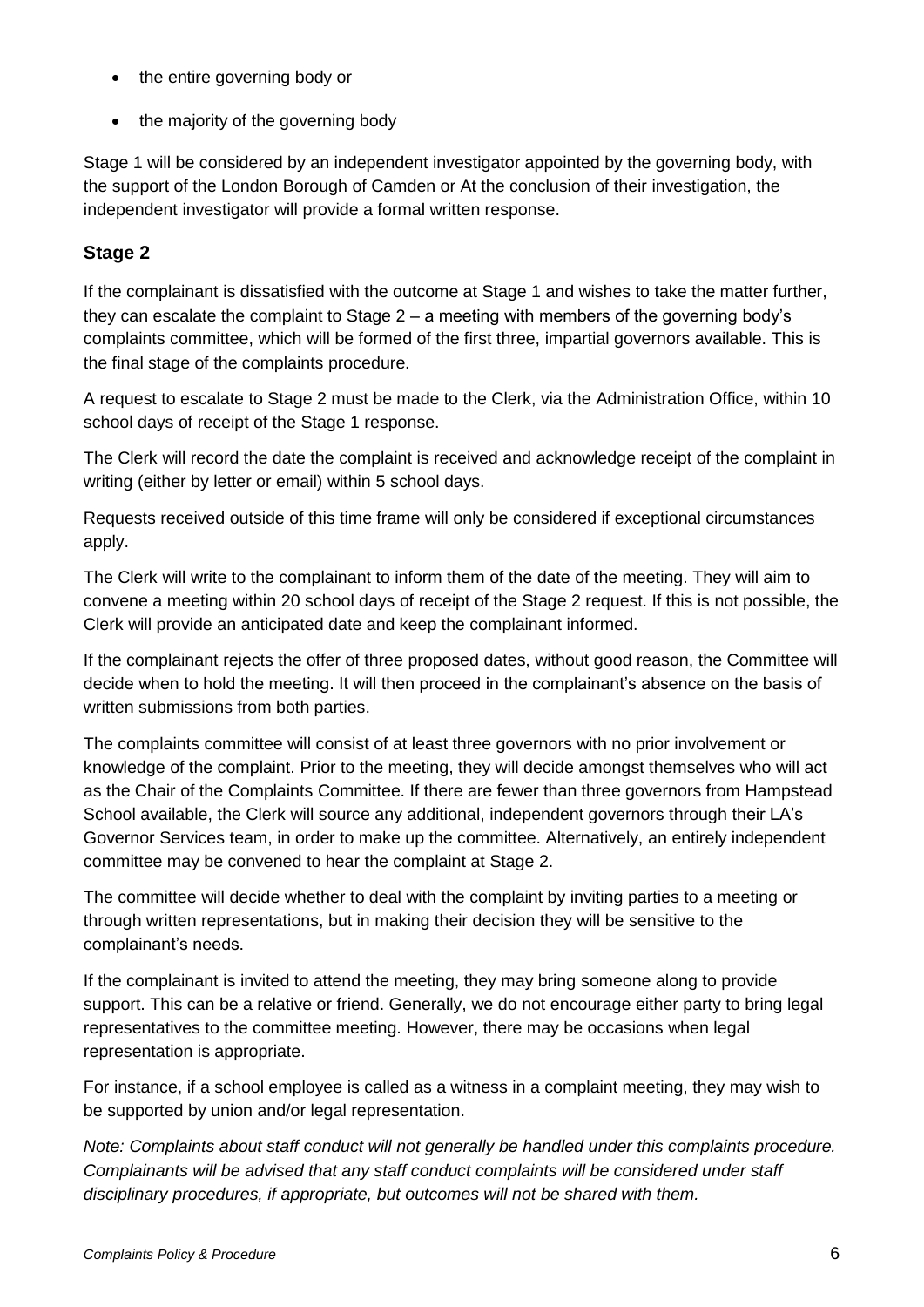- the entire governing body or
- the majority of the governing body

Stage 1 will be considered by an independent investigator appointed by the governing body, with the support of the London Borough of Camden or At the conclusion of their investigation, the independent investigator will provide a formal written response.

### Stage 2

If the complainant is dissatisfied with the outcome at Stage 1 and wishes to take the matter further, they can escalate the complaint to Stage 2 – a meeting with members of the governing body's complaints committee, which will be formed of the first three, impartial governors available. This is the final stage of the complaints procedure.

A request to escalate to Stage 2 must be made to the Clerk, via the Administration Office, within 10 school days of receipt of the Stage 1 response.

The Clerk will record the date the complaint is received and acknowledge receipt of the complaint in writing (either by letter or email) within 5 school days.

Requests received outside of this time frame will only be considered if exceptional circumstances apply.

The Clerk will write to the complainant to inform them of the date of the meeting. They will aim to convene a meeting within 20 school days of receipt of the Stage 2 request. If this is not possible, the Clerk will provide an anticipated date and keep the complainant informed.

If the complainant rejects the offer of three proposed dates, without good reason, the Committee will decide when to hold the meeting. It will then proceed in the complainant's absence on the basis of written submissions from both parties.

The complaints committee will consist of at least three governors with no prior involvement or knowledge of the complaint. Prior to the meeting, they will decide amongst themselves who will act as the Chair of the Complaints Committee. If there are fewer than three governors from Hampstead School available, the Clerk will source any additional, independent governors through their LA's Governor Services team, in order to make up the committee. Alternatively, an entirely independent committee may be convened to hear the complaint at Stage 2.

The committee will decide whether to deal with the complaint by inviting parties to a meeting or through written representations, but in making their decision they will be sensitive to the complainant's needs.

If the complainant is invited to attend the meeting, they may bring someone along to provide support. This can be a relative or friend. Generally, we do not encourage either party to bring legal representatives to the committee meeting. However, there may be occasions when legal representation is appropriate.

For instance, if a school employee is called as a witness in a complaint meeting, they may wish to be supported by union and/or legal representation.

*Note: Complaints about staff conduct will not generally be handled under this complaints procedure. Complainants will be advised that any staff conduct complaints will be considered under staff disciplinary procedures, if appropriate, but outcomes will not be shared with them.*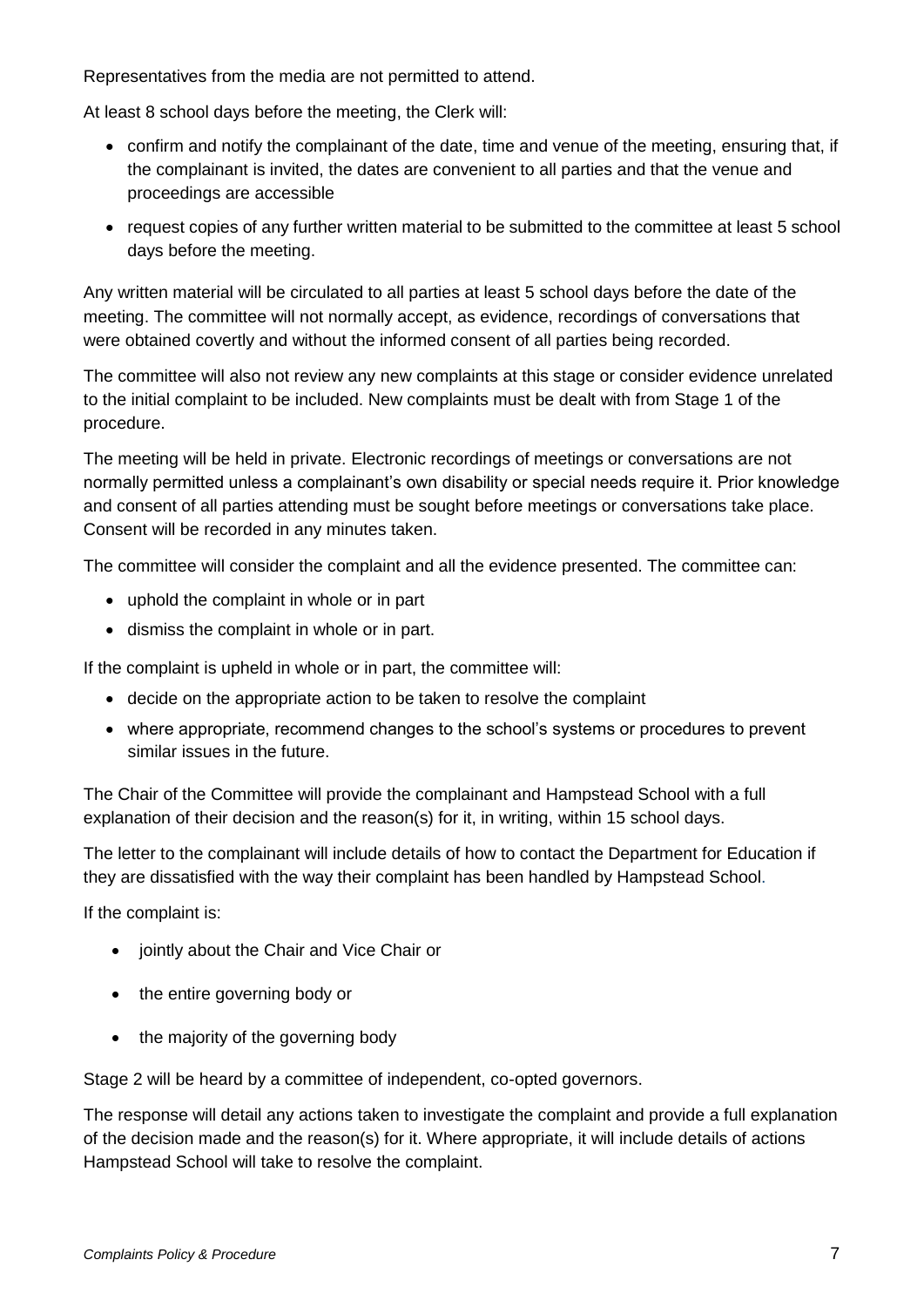Representatives from the media are not permitted to attend.

At least 8 school days before the meeting, the Clerk will:

- confirm and notify the complainant of the date, time and venue of the meeting, ensuring that, if the complainant is invited, the dates are convenient to all parties and that the venue and proceedings are accessible
- request copies of any further written material to be submitted to the committee at least 5 school days before the meeting.

Any written material will be circulated to all parties at least 5 school days before the date of the meeting. The committee will not normally accept, as evidence, recordings of conversations that were obtained covertly and without the informed consent of all parties being recorded.

The committee will also not review any new complaints at this stage or consider evidence unrelated to the initial complaint to be included. New complaints must be dealt with from Stage 1 of the procedure.

The meeting will be held in private. Electronic recordings of meetings or conversations are not normally permitted unless a complainant's own disability or special needs require it. Prior knowledge and consent of all parties attending must be sought before meetings or conversations take place. Consent will be recorded in any minutes taken.

The committee will consider the complaint and all the evidence presented. The committee can:

- uphold the complaint in whole or in part
- dismiss the complaint in whole or in part.

If the complaint is upheld in whole or in part, the committee will:

- decide on the appropriate action to be taken to resolve the complaint
- where appropriate, recommend changes to the school's systems or procedures to prevent similar issues in the future.

The Chair of the Committee will provide the complainant and Hampstead School with a full explanation of their decision and the reason(s) for it, in writing, within 15 school days.

The letter to the complainant will include details of how to contact the Department for Education if they are dissatisfied with the way their complaint has been handled by Hampstead School.

If the complaint is:

- jointly about the Chair and Vice Chair or
- the entire governing body or
- the majority of the governing body

Stage 2 will be heard by a committee of independent, co-opted governors.

The response will detail any actions taken to investigate the complaint and provide a full explanation of the decision made and the reason(s) for it. Where appropriate, it will include details of actions Hampstead School will take to resolve the complaint.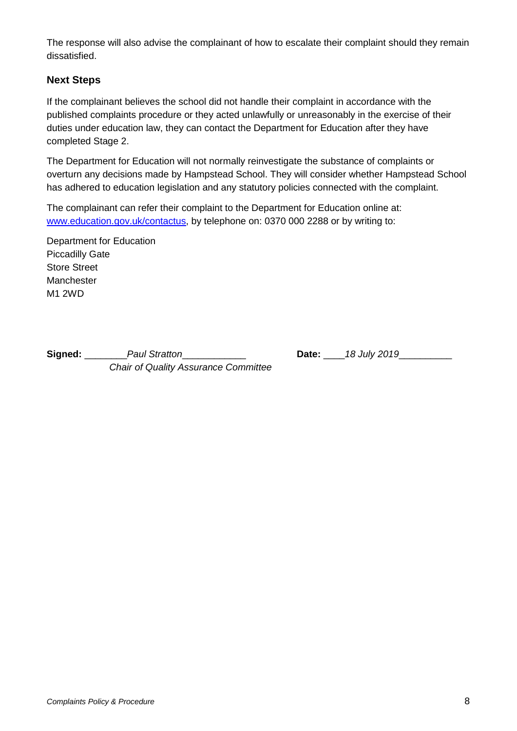The response will also advise the complainant of how to escalate their complaint should they remain dissatisfied.

### Next Steps

If the complainant believes the school did not handle their complaint in accordance with the published complaints procedure or they acted unlawfully or unreasonably in the exercise of their duties under education law, they can contact the Department for Education after they have completed Stage 2.

The Department for Education will not normally reinvestigate the substance of complaints or overturn any decisions made by Hampstead School. They will consider whether Hampstead School has adhered to education legislation and any statutory policies connected with the complaint.

The complainant can refer their complaint to the Department for Education online at: [www.education.gov.uk/contactus](www.education.gov.uk/contactus), by telephone on: 0370 000 2288 or by writing to:

Department for Education
Piccadilly Gate
Store Street
Manchester
M1 2WD

**Signed:** ________*Paul Stratton*____________ **Date:** ____*18 July 2019*__________
*Chair of Quality Assurance Committee*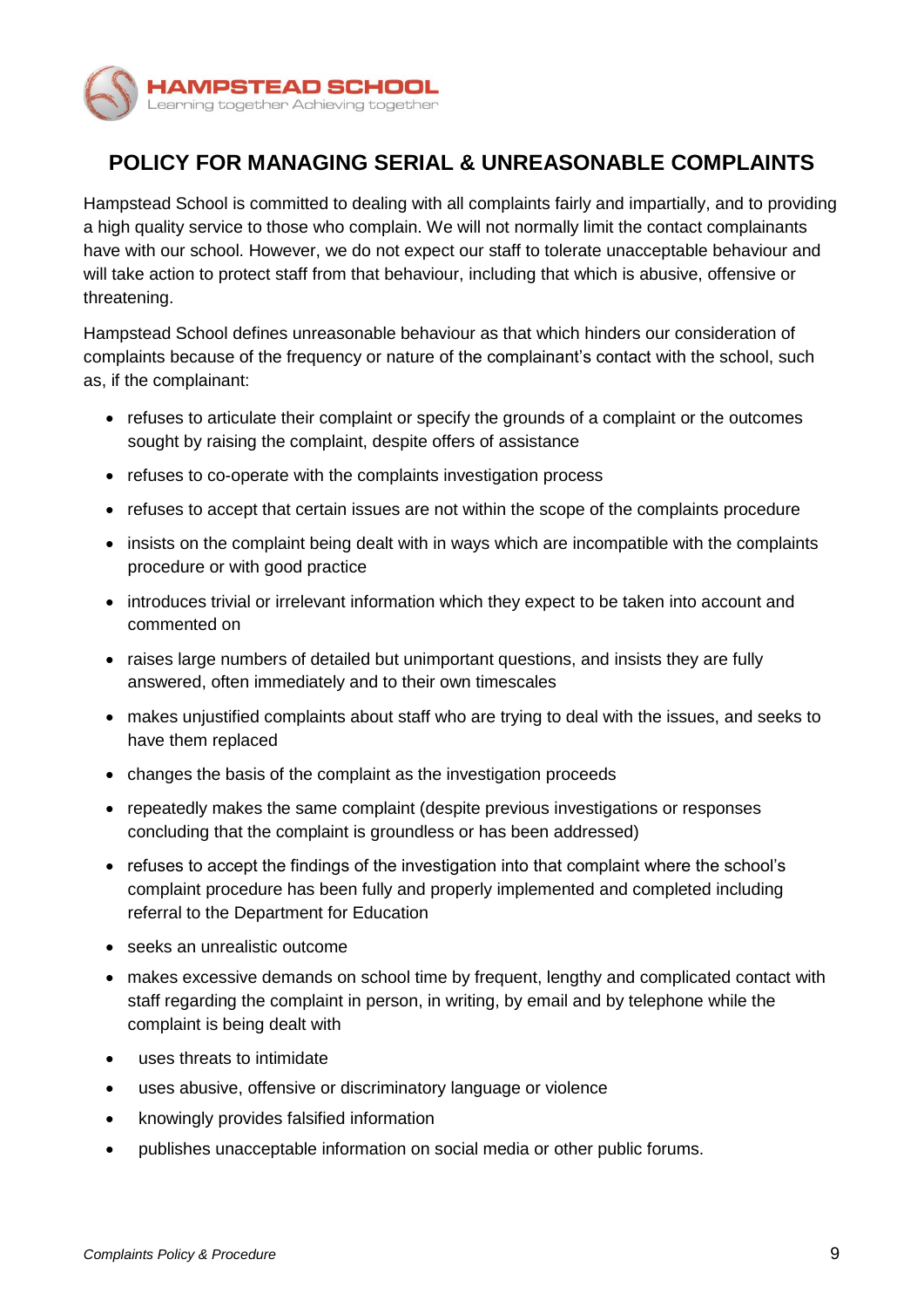# POLICY FOR MANAGING SERIAL & UNREASONABLE COMPLAINTS

Hampstead School is committed to dealing with all complaints fairly and impartially, and to providing a high quality service to those who complain. We will not normally limit the contact complainants have with our school. However, we do not expect our staff to tolerate unacceptable behaviour and will take action to protect staff from that behaviour, including that which is abusive, offensive or threatening.

Hampstead School defines unreasonable behaviour as that which hinders our consideration of complaints because of the frequency or nature of the complainant's contact with the school, such as, if the complainant:

- refuses to articulate their complaint or specify the grounds of a complaint or the outcomes sought by raising the complaint, despite offers of assistance
- refuses to co-operate with the complaints investigation process
- refuses to accept that certain issues are not within the scope of the complaints procedure
- insists on the complaint being dealt with in ways which are incompatible with the complaints procedure or with good practice
- introduces trivial or irrelevant information which they expect to be taken into account and commented on
- raises large numbers of detailed but unimportant questions, and insists they are fully answered, often immediately and to their own timescales
- makes unjustified complaints about staff who are trying to deal with the issues, and seeks to have them replaced
- changes the basis of the complaint as the investigation proceeds
- repeatedly makes the same complaint (despite previous investigations or responses concluding that the complaint is groundless or has been addressed)
- refuses to accept the findings of the investigation into that complaint where the school's complaint procedure has been fully and properly implemented and completed including referral to the Department for Education
- seeks an unrealistic outcome
- makes excessive demands on school time by frequent, lengthy and complicated contact with staff regarding the complaint in person, in writing, by email and by telephone while the complaint is being dealt with
- uses threats to intimidate
- uses abusive, offensive or discriminatory language or violence
- knowingly provides falsified information
- publishes unacceptable information on social media or other public forums.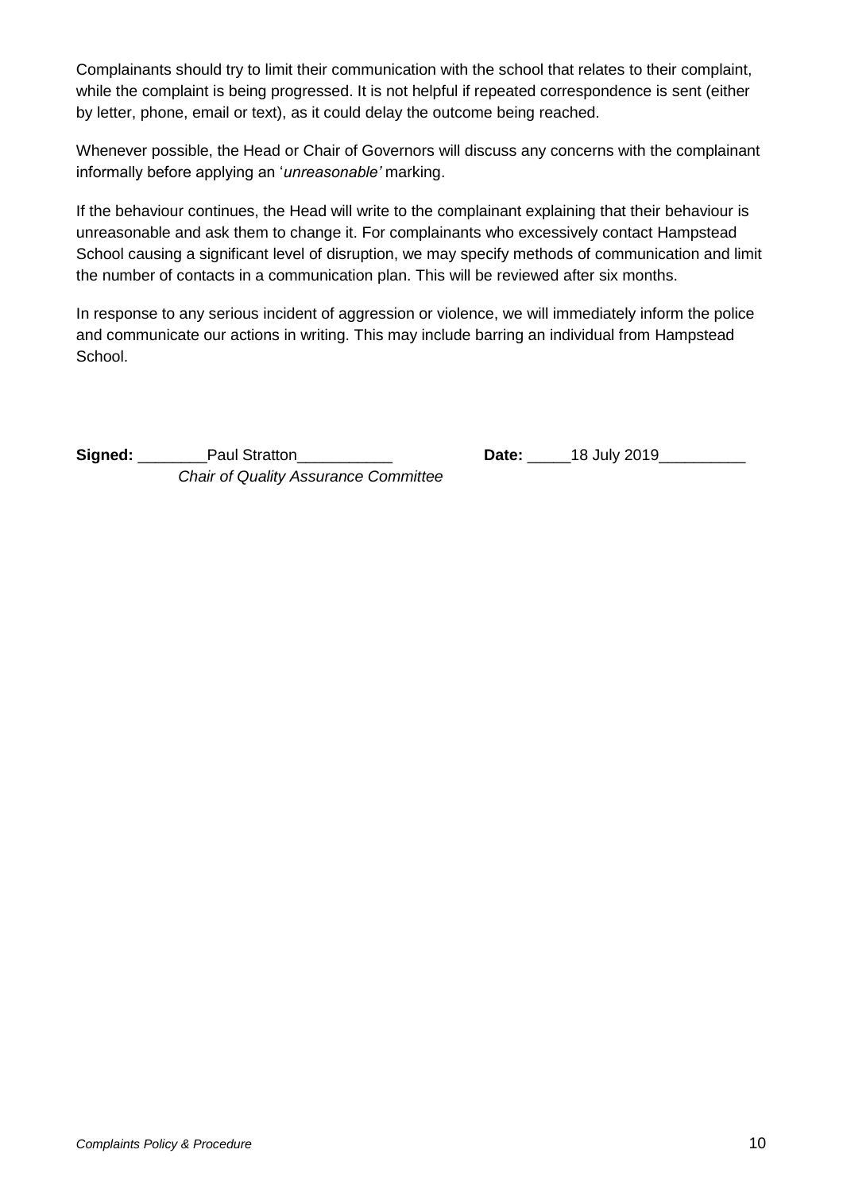Complainants should try to limit their communication with the school that relates to their complaint, while the complaint is being progressed. It is not helpful if repeated correspondence is sent (either by letter, phone, email or text), as it could delay the outcome being reached.

Whenever possible, the Head or Chair of Governors will discuss any concerns with the complainant informally before applying an '*unreasonable'* marking.

If the behaviour continues, the Head will write to the complainant explaining that their behaviour is unreasonable and ask them to change it. For complainants who excessively contact Hampstead School causing a significant level of disruption, we may specify methods of communication and limit the number of contacts in a communication plan. This will be reviewed after six months.

In response to any serious incident of aggression or violence, we will immediately inform the police and communicate our actions in writing. This may include barring an individual from Hampstead School.

**Signed:** ________Paul Stratton___________ **Date:** _____18 July 2019__________
*Chair of Quality Assurance Committee*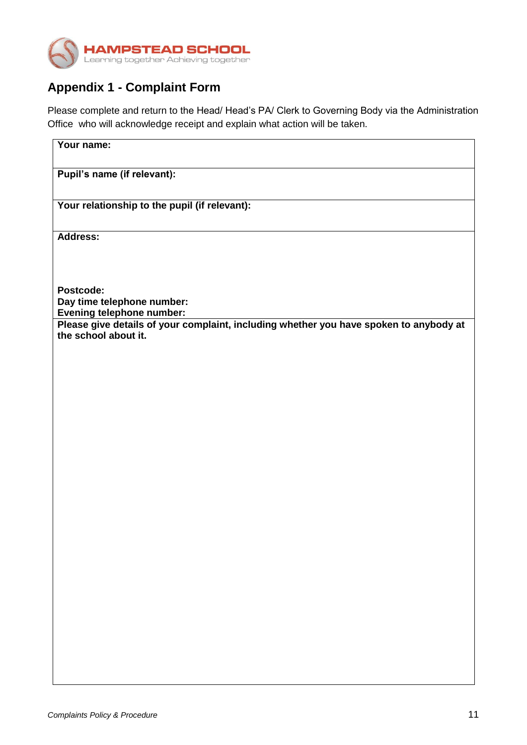## Appendix 1 - Complaint Form

Please complete and return to the Head/ Head's PA/ Clerk to Governing Body via the Administration Office who will acknowledge receipt and explain what action will be taken.

| **Your name:** |
|---|
| **Pupil's name (if relevant):** |
| **Your relationship to the pupil (if relevant):** |
| **Address:**<br><br><br>**Postcode:**<br>**Day time telephone number:**<br>**Evening telephone number:** |
| **Please give details of your complaint, including whether you have spoken to anybody at the school about it.** |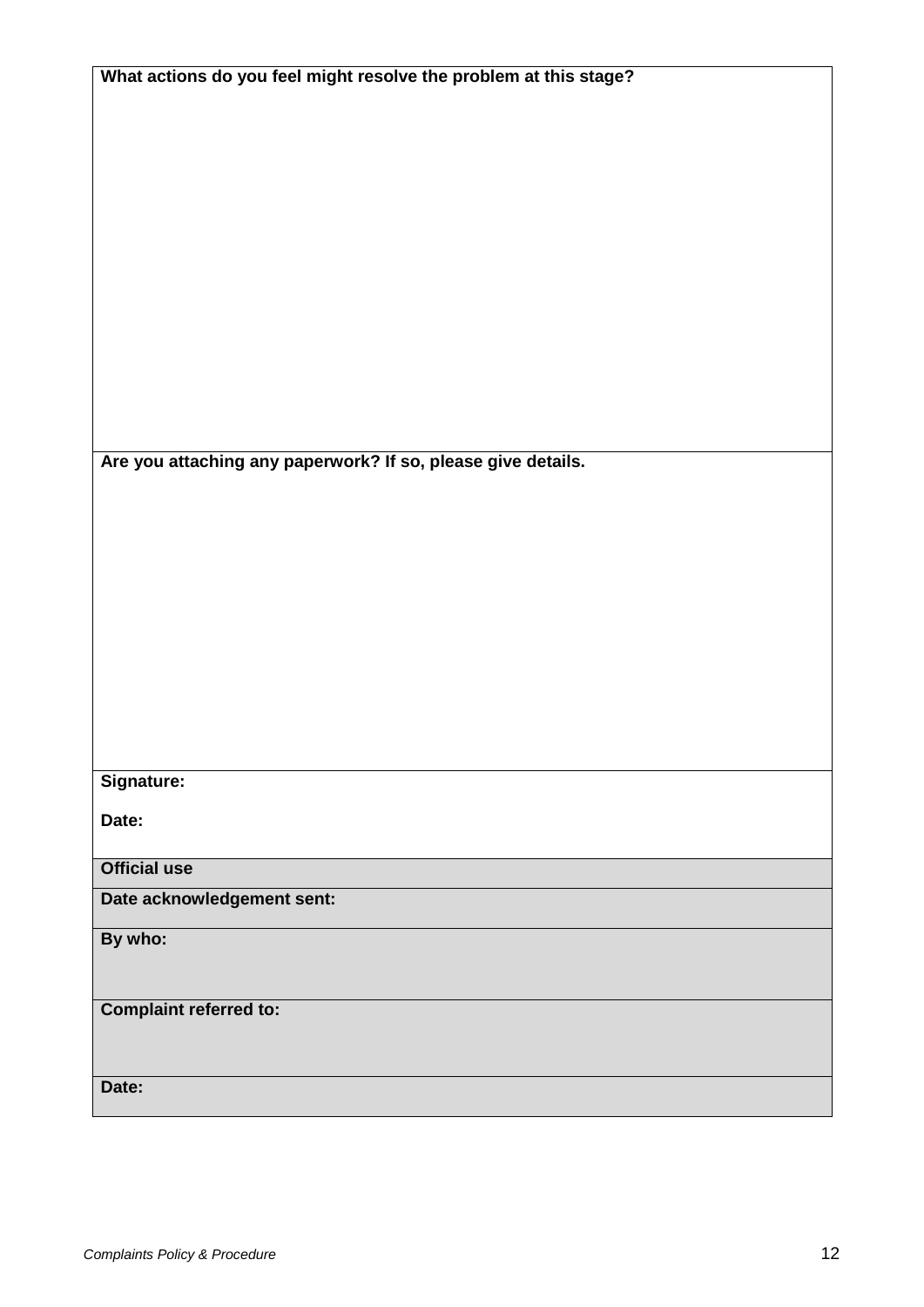| What actions do you feel might resolve the problem at this stage? |
|---|
| |
| **Are you attaching any paperwork? If so, please give details.** |
| |
| **Signature:**<br><br>**Date:** |
| **Official use** |
| **Date acknowledgement sent:** |
| **By who:** |
| **Complaint referred to:** |
| **Date:** |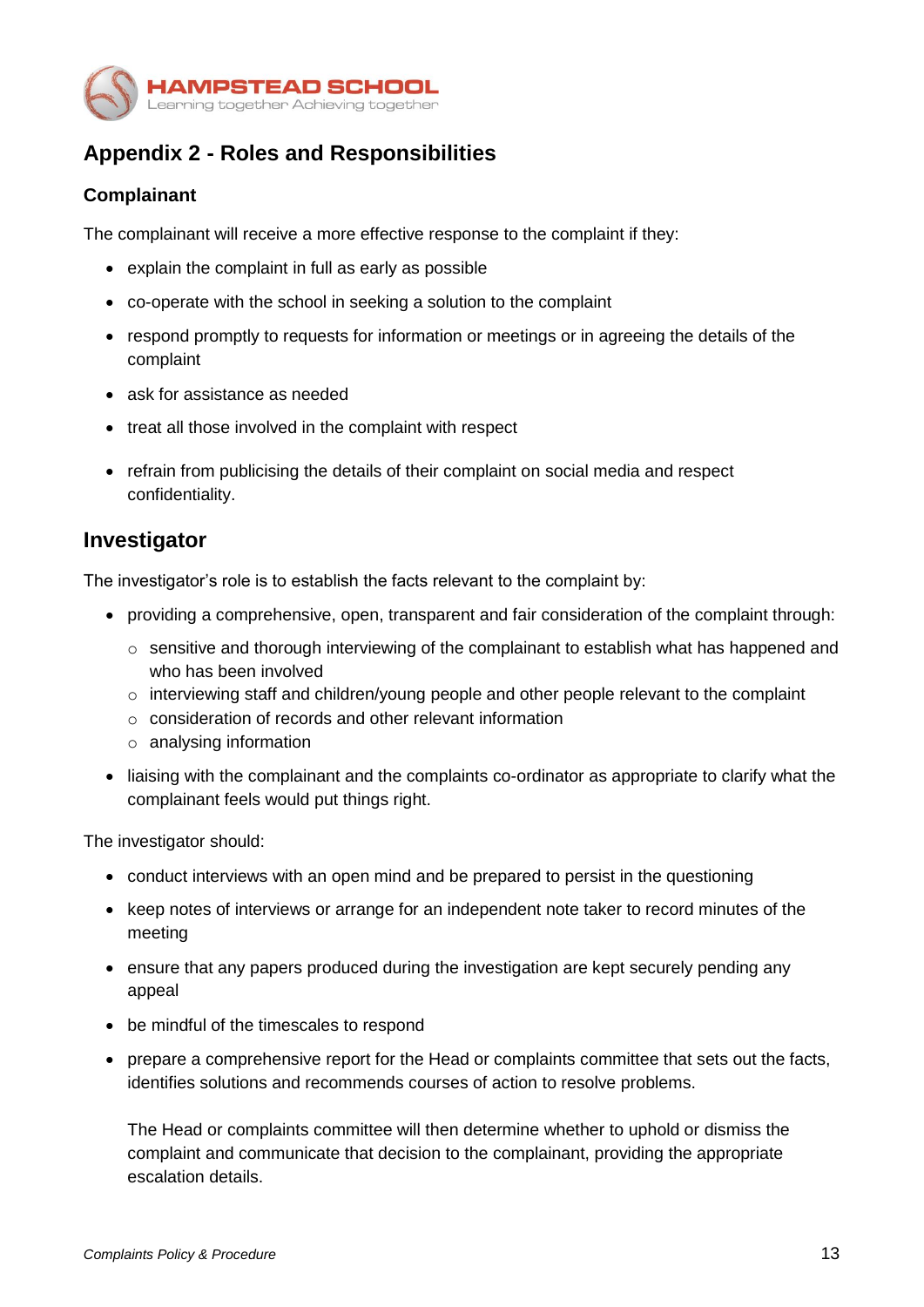## Appendix 2 - Roles and Responsibilities

### Complainant

The complainant will receive a more effective response to the complaint if they:

- explain the complaint in full as early as possible
- co-operate with the school in seeking a solution to the complaint
- respond promptly to requests for information or meetings or in agreeing the details of the complaint
- ask for assistance as needed
- treat all those involved in the complaint with respect
- refrain from publicising the details of their complaint on social media and respect confidentiality.

## Investigator

The investigator's role is to establish the facts relevant to the complaint by:

- providing a comprehensive, open, transparent and fair consideration of the complaint through:
  - sensitive and thorough interviewing of the complainant to establish what has happened and who has been involved
  - interviewing staff and children/young people and other people relevant to the complaint
  - consideration of records and other relevant information
  - analysing information
- liaising with the complainant and the complaints co-ordinator as appropriate to clarify what the complainant feels would put things right.

The investigator should:

- conduct interviews with an open mind and be prepared to persist in the questioning
- keep notes of interviews or arrange for an independent note taker to record minutes of the meeting
- ensure that any papers produced during the investigation are kept securely pending any appeal
- be mindful of the timescales to respond
- prepare a comprehensive report for the Head or complaints committee that sets out the facts, identifies solutions and recommends courses of action to resolve problems.

  The Head or complaints committee will then determine whether to uphold or dismiss the complaint and communicate that decision to the complainant, providing the appropriate escalation details.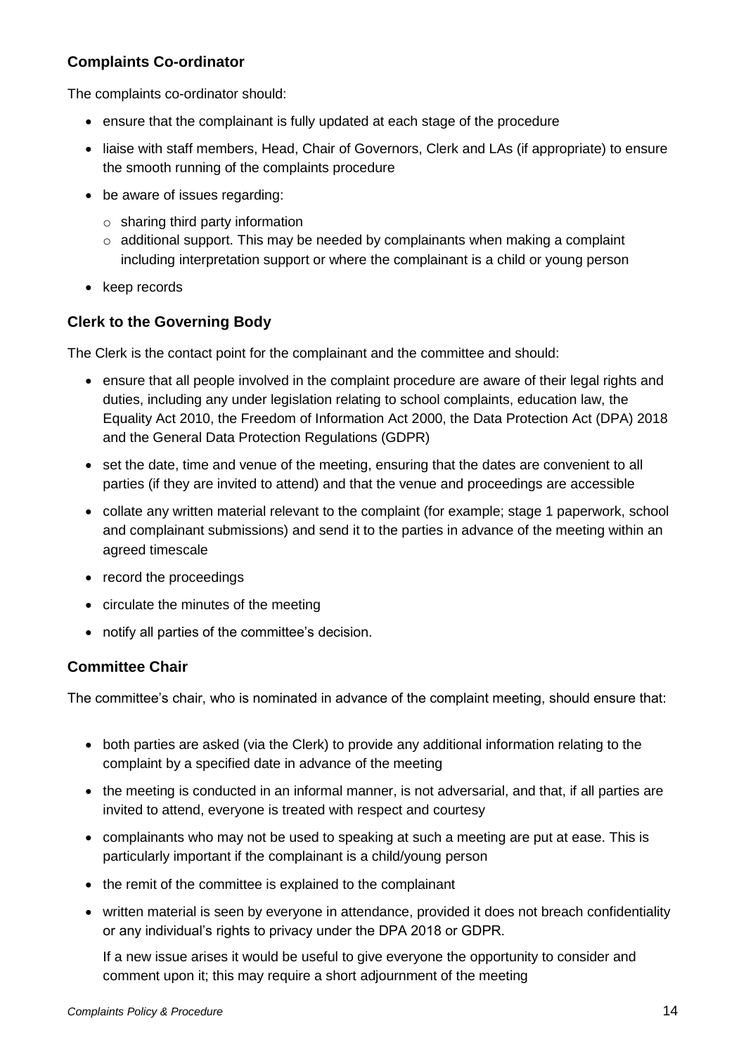### Complaints Co-ordinator

The complaints co-ordinator should:

- ensure that the complainant is fully updated at each stage of the procedure
- liaise with staff members, Head, Chair of Governors, Clerk and LAs (if appropriate) to ensure the smooth running of the complaints procedure
- be aware of issues regarding:
  - sharing third party information
  - additional support. This may be needed by complainants when making a complaint including interpretation support or where the complainant is a child or young person
- keep records

### Clerk to the Governing Body

The Clerk is the contact point for the complainant and the committee and should:

- ensure that all people involved in the complaint procedure are aware of their legal rights and duties, including any under legislation relating to school complaints, education law, the Equality Act 2010, the Freedom of Information Act 2000, the Data Protection Act (DPA) 2018 and the General Data Protection Regulations (GDPR)
- set the date, time and venue of the meeting, ensuring that the dates are convenient to all parties (if they are invited to attend) and that the venue and proceedings are accessible
- collate any written material relevant to the complaint (for example; stage 1 paperwork, school and complainant submissions) and send it to the parties in advance of the meeting within an agreed timescale
- record the proceedings
- circulate the minutes of the meeting
- notify all parties of the committee's decision.

### Committee Chair

The committee's chair, who is nominated in advance of the complaint meeting, should ensure that:

- both parties are asked (via the Clerk) to provide any additional information relating to the complaint by a specified date in advance of the meeting
- the meeting is conducted in an informal manner, is not adversarial, and that, if all parties are invited to attend, everyone is treated with respect and courtesy
- complainants who may not be used to speaking at such a meeting are put at ease. This is particularly important if the complainant is a child/young person
- the remit of the committee is explained to the complainant
- written material is seen by everyone in attendance, provided it does not breach confidentiality or any individual's rights to privacy under the DPA 2018 or GDPR.

  If a new issue arises it would be useful to give everyone the opportunity to consider and comment upon it; this may require a short adjournment of the meeting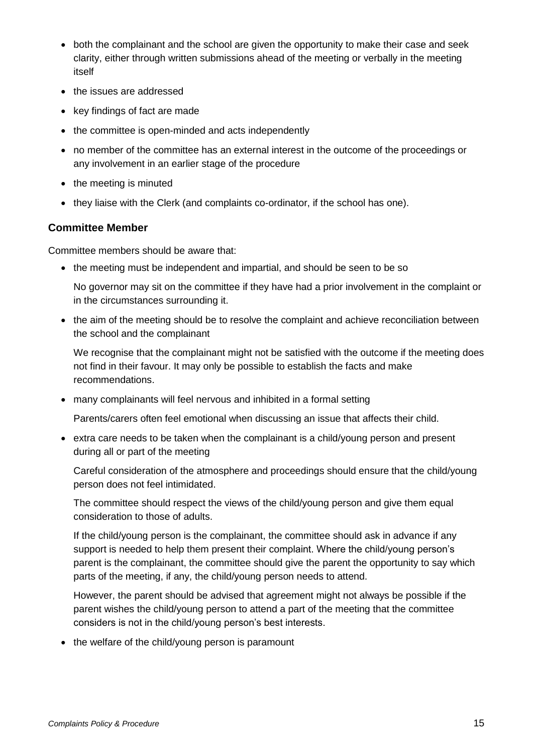- both the complainant and the school are given the opportunity to make their case and seek clarity, either through written submissions ahead of the meeting or verbally in the meeting itself
- the issues are addressed
- key findings of fact are made
- the committee is open-minded and acts independently
- no member of the committee has an external interest in the outcome of the proceedings or any involvement in an earlier stage of the procedure
- the meeting is minuted
- they liaise with the Clerk (and complaints co-ordinator, if the school has one).

### Committee Member

Committee members should be aware that:

- the meeting must be independent and impartial, and should be seen to be so

  No governor may sit on the committee if they have had a prior involvement in the complaint or in the circumstances surrounding it.

- the aim of the meeting should be to resolve the complaint and achieve reconciliation between the school and the complainant

  We recognise that the complainant might not be satisfied with the outcome if the meeting does not find in their favour. It may only be possible to establish the facts and make recommendations.

- many complainants will feel nervous and inhibited in a formal setting

  Parents/carers often feel emotional when discussing an issue that affects their child.

- extra care needs to be taken when the complainant is a child/young person and present during all or part of the meeting

  Careful consideration of the atmosphere and proceedings should ensure that the child/young person does not feel intimidated.

  The committee should respect the views of the child/young person and give them equal consideration to those of adults.

  If the child/young person is the complainant, the committee should ask in advance if any support is needed to help them present their complaint. Where the child/young person's parent is the complainant, the committee should give the parent the opportunity to say which parts of the meeting, if any, the child/young person needs to attend.

  However, the parent should be advised that agreement might not always be possible if the parent wishes the child/young person to attend a part of the meeting that the committee considers is not in the child/young person's best interests.

- the welfare of the child/young person is paramount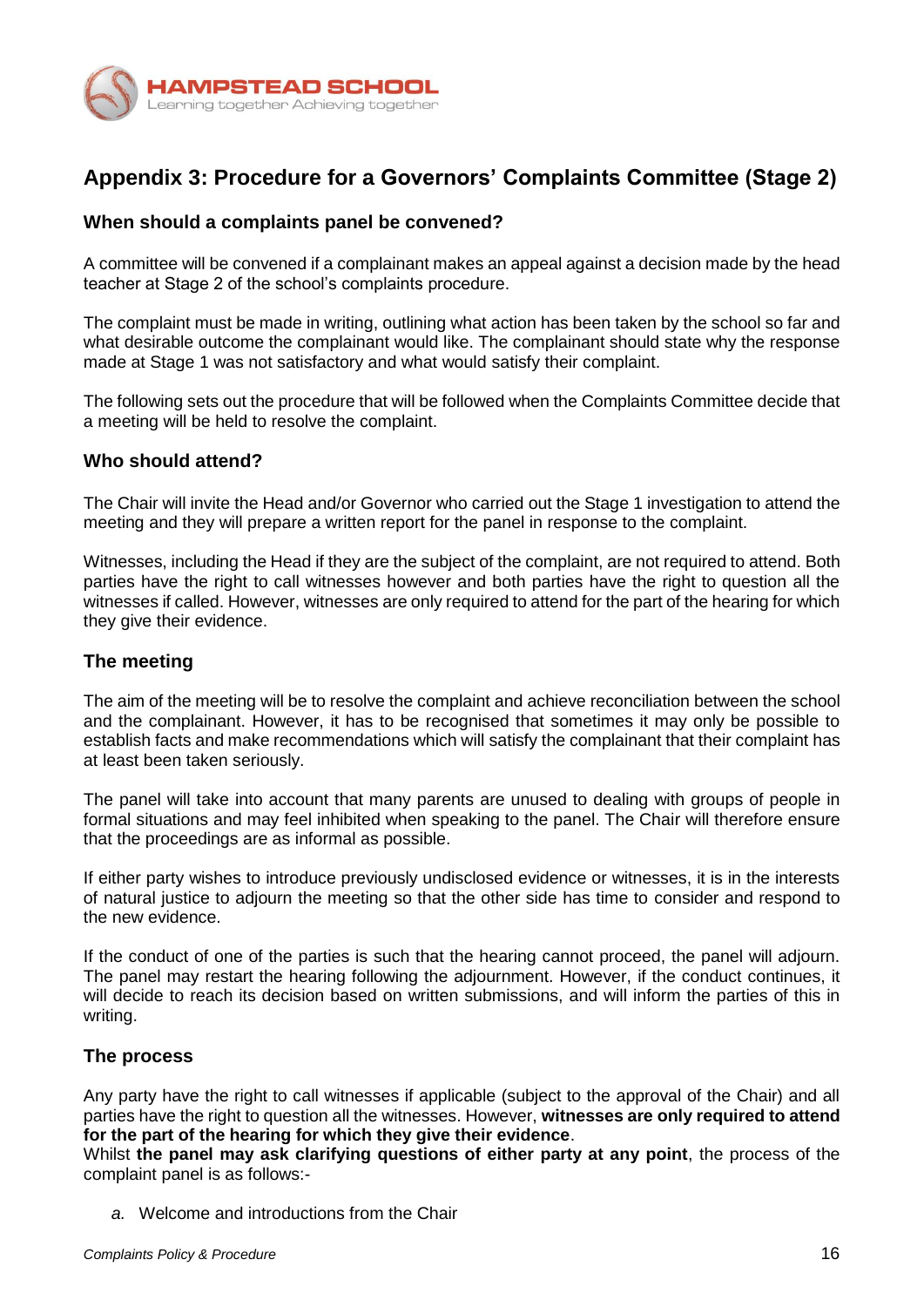## Appendix 3: Procedure for a Governors' Complaints Committee (Stage 2)

### When should a complaints panel be convened?

A committee will be convened if a complainant makes an appeal against a decision made by the head teacher at Stage 2 of the school's complaints procedure.

The complaint must be made in writing, outlining what action has been taken by the school so far and what desirable outcome the complainant would like. The complainant should state why the response made at Stage 1 was not satisfactory and what would satisfy their complaint.

The following sets out the procedure that will be followed when the Complaints Committee decide that a meeting will be held to resolve the complaint.

### Who should attend?

The Chair will invite the Head and/or Governor who carried out the Stage 1 investigation to attend the meeting and they will prepare a written report for the panel in response to the complaint.

Witnesses, including the Head if they are the subject of the complaint, are not required to attend. Both parties have the right to call witnesses however and both parties have the right to question all the witnesses if called. However, witnesses are only required to attend for the part of the hearing for which they give their evidence.

### The meeting

The aim of the meeting will be to resolve the complaint and achieve reconciliation between the school and the complainant. However, it has to be recognised that sometimes it may only be possible to establish facts and make recommendations which will satisfy the complainant that their complaint has at least been taken seriously.

The panel will take into account that many parents are unused to dealing with groups of people in formal situations and may feel inhibited when speaking to the panel. The Chair will therefore ensure that the proceedings are as informal as possible.

If either party wishes to introduce previously undisclosed evidence or witnesses, it is in the interests of natural justice to adjourn the meeting so that the other side has time to consider and respond to the new evidence.

If the conduct of one of the parties is such that the hearing cannot proceed, the panel will adjourn. The panel may restart the hearing following the adjournment. However, if the conduct continues, it will decide to reach its decision based on written submissions, and will inform the parties of this in writing.

### The process

Any party have the right to call witnesses if applicable (subject to the approval of the Chair) and all parties have the right to question all the witnesses. However, **witnesses are only required to attend for the part of the hearing for which they give their evidence**.
Whilst **the panel may ask clarifying questions of either party at any point**, the process of the complaint panel is as follows:-

a. Welcome and introductions from the Chair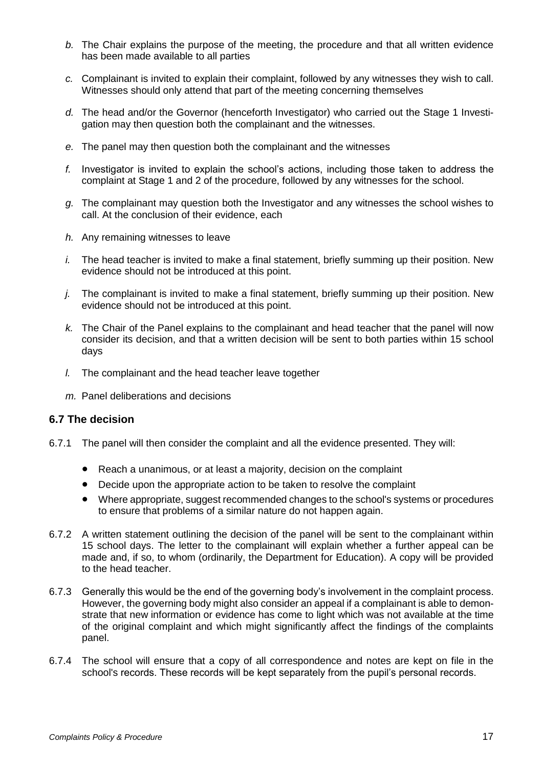*b.* The Chair explains the purpose of the meeting, the procedure and that all written evidence has been made available to all parties

*c.* Complainant is invited to explain their complaint, followed by any witnesses they wish to call. Witnesses should only attend that part of the meeting concerning themselves

*d.* The head and/or the Governor (henceforth Investigator) who carried out the Stage 1 Investigation may then question both the complainant and the witnesses.

*e.* The panel may then question both the complainant and the witnesses

*f.* Investigator is invited to explain the school's actions, including those taken to address the complaint at Stage 1 and 2 of the procedure, followed by any witnesses for the school.

*g.* The complainant may question both the Investigator and any witnesses the school wishes to call. At the conclusion of their evidence, each

*h.* Any remaining witnesses to leave

*i.* The head teacher is invited to make a final statement, briefly summing up their position. New evidence should not be introduced at this point.

*j.* The complainant is invited to make a final statement, briefly summing up their position. New evidence should not be introduced at this point.

*k.* The Chair of the Panel explains to the complainant and head teacher that the panel will now consider its decision, and that a written decision will be sent to both parties within 15 school days

*l.* The complainant and the head teacher leave together

*m.* Panel deliberations and decisions

### 6.7 The decision

6.7.1 The panel will then consider the complaint and all the evidence presented. They will:

- Reach a unanimous, or at least a majority, decision on the complaint
- Decide upon the appropriate action to be taken to resolve the complaint
- Where appropriate, suggest recommended changes to the school's systems or procedures to ensure that problems of a similar nature do not happen again.

6.7.2 A written statement outlining the decision of the panel will be sent to the complainant within 15 school days. The letter to the complainant will explain whether a further appeal can be made and, if so, to whom (ordinarily, the Department for Education). A copy will be provided to the head teacher.

6.7.3 Generally this would be the end of the governing body's involvement in the complaint process. However, the governing body might also consider an appeal if a complainant is able to demonstrate that new information or evidence has come to light which was not available at the time of the original complaint and which might significantly affect the findings of the complaints panel.

6.7.4 The school will ensure that a copy of all correspondence and notes are kept on file in the school's records. These records will be kept separately from the pupil's personal records.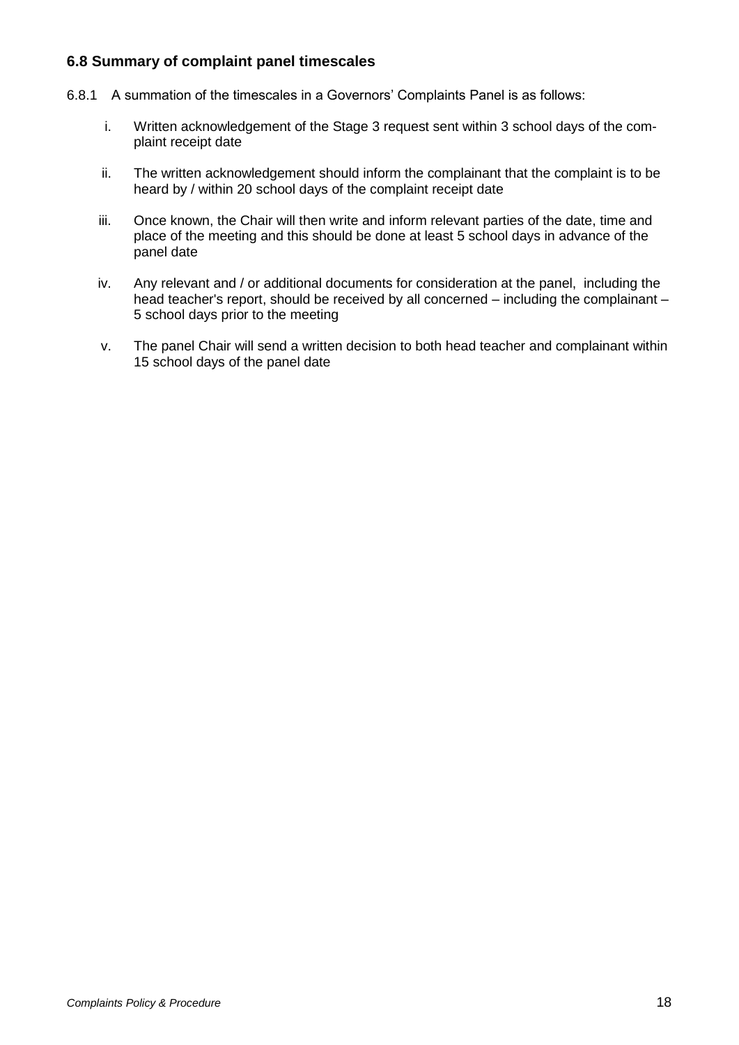### 6.8 Summary of complaint panel timescales

6.8.1 A summation of the timescales in a Governors' Complaints Panel is as follows:

i. Written acknowledgement of the Stage 3 request sent within 3 school days of the complaint receipt date

ii. The written acknowledgement should inform the complainant that the complaint is to be heard by / within 20 school days of the complaint receipt date

iii. Once known, the Chair will then write and inform relevant parties of the date, time and place of the meeting and this should be done at least 5 school days in advance of the panel date

iv. Any relevant and / or additional documents for consideration at the panel, including the head teacher's report, should be received by all concerned – including the complainant – 5 school days prior to the meeting

v. The panel Chair will send a written decision to both head teacher and complainant within 15 school days of the panel date